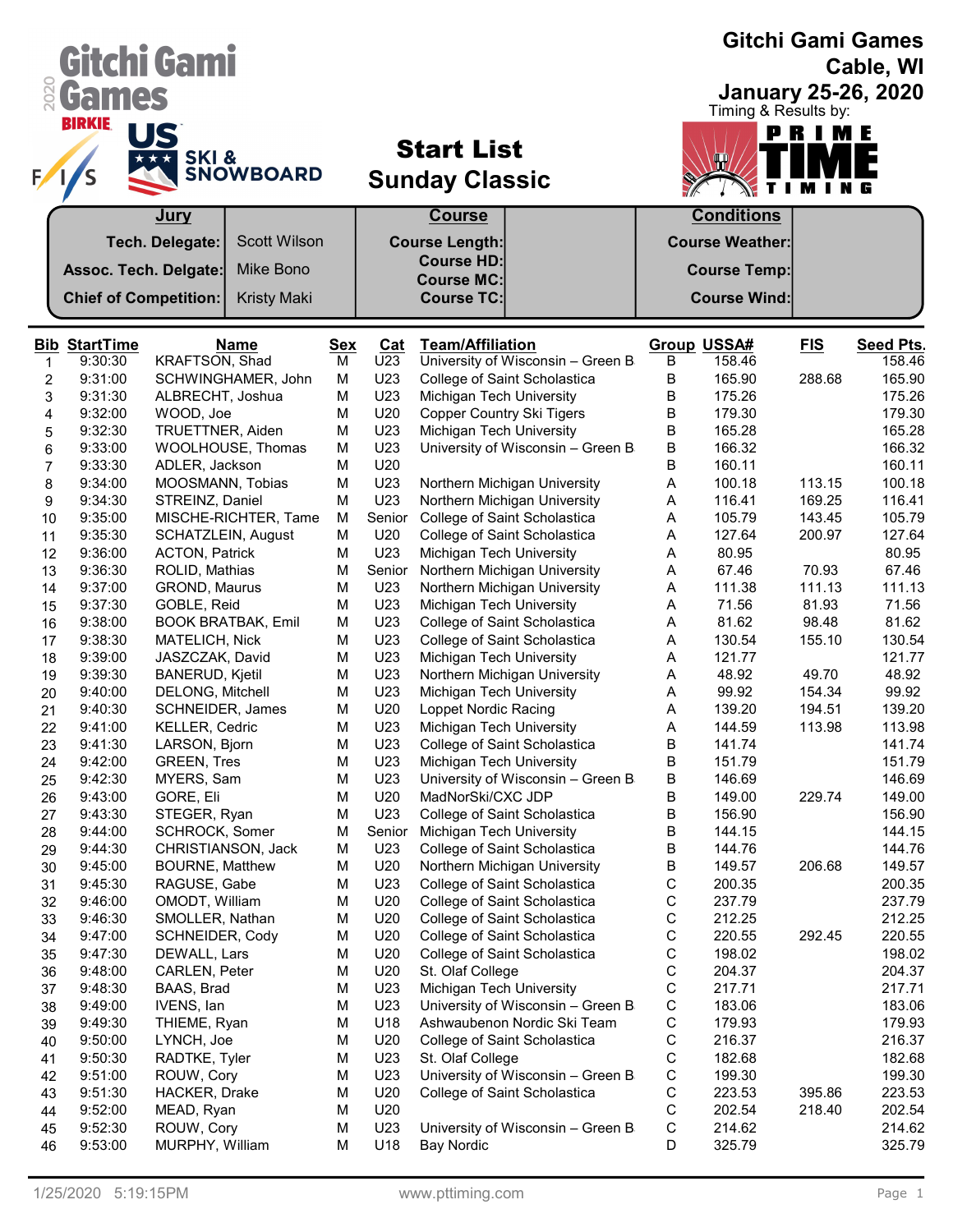# Gitchi Gami Games

Cable, WI

**January 25-26, 2020**

Timing & Results by: PRIME TIME TIMING

## Start List
## Sunday Classic

| Jury | | Course | | Conditions | |
|---|---|---|---|---|---|
| Tech. Delegate: | Scott Wilson | Course Length: | | Course Weather: | |
| Assoc. Tech. Delegate: | Mike Bono | Course HD: | | Course Temp: | |
| | | Course MC: | | | |
| Chief of Competition: | Kristy Maki | Course TC: | | Course Wind: | |

| Bib | StartTime | Name | Sex | Cat | Team/Affiliation | Group | USSA# | FIS | Seed Pts. |
|---|---|---|---|---|---|---|---|---|---|
| 1 | 9:30:30 | KRAFTSON, Shad | M | U23 | University of Wisconsin – Green B | B | 158.46 | | 158.46 |
| 2 | 9:31:00 | SCHWINGHAMER, John | M | U23 | College of Saint Scholastica | B | 165.90 | 288.68 | 165.90 |
| 3 | 9:31:30 | ALBRECHT, Joshua | M | U23 | Michigan Tech University | B | 175.26 | | 175.26 |
| 4 | 9:32:00 | WOOD, Joe | M | U20 | Copper Country Ski Tigers | B | 179.30 | | 179.30 |
| 5 | 9:32:30 | TRUETTNER, Aiden | M | U23 | Michigan Tech University | B | 165.28 | | 165.28 |
| 6 | 9:33:00 | WOOLHOUSE, Thomas | M | U23 | University of Wisconsin – Green B | B | 166.32 | | 166.32 |
| 7 | 9:33:30 | ADLER, Jackson | M | U20 | | B | 160.11 | | 160.11 |
| 8 | 9:34:00 | MOOSMANN, Tobias | M | U23 | Northern Michigan University | A | 100.18 | 113.15 | 100.18 |
| 9 | 9:34:30 | STREINZ, Daniel | M | U23 | Northern Michigan University | A | 116.41 | 169.25 | 116.41 |
| 10 | 9:35:00 | MISCHE-RICHTER, Tame | M | Senior | College of Saint Scholastica | A | 105.79 | 143.45 | 105.79 |
| 11 | 9:35:30 | SCHATZLEIN, August | M | U20 | College of Saint Scholastica | A | 127.64 | 200.97 | 127.64 |
| 12 | 9:36:00 | ACTON, Patrick | M | U23 | Michigan Tech University | A | 80.95 | | 80.95 |
| 13 | 9:36:30 | ROLID, Mathias | M | Senior | Northern Michigan University | A | 67.46 | 70.93 | 67.46 |
| 14 | 9:37:00 | GROND, Maurus | M | U23 | Northern Michigan University | A | 111.38 | 111.13 | 111.13 |
| 15 | 9:37:30 | GOBLE, Reid | M | U23 | Michigan Tech University | A | 71.56 | 81.93 | 71.56 |
| 16 | 9:38:00 | BOOK BRATBAK, Emil | M | U23 | College of Saint Scholastica | A | 81.62 | 98.48 | 81.62 |
| 17 | 9:38:30 | MATELICH, Nick | M | U23 | College of Saint Scholastica | A | 130.54 | 155.10 | 130.54 |
| 18 | 9:39:00 | JASZCZAK, David | M | U23 | Michigan Tech University | A | 121.77 | | 121.77 |
| 19 | 9:39:30 | BANERUD, Kjetil | M | U23 | Northern Michigan University | A | 48.92 | 49.70 | 48.92 |
| 20 | 9:40:00 | DELONG, Mitchell | M | U23 | Michigan Tech University | A | 99.92 | 154.34 | 99.92 |
| 21 | 9:40:30 | SCHNEIDER, James | M | U20 | Loppet Nordic Racing | A | 139.20 | 194.51 | 139.20 |
| 22 | 9:41:00 | KELLER, Cedric | M | U23 | Michigan Tech University | A | 144.59 | 113.98 | 113.98 |
| 23 | 9:41:30 | LARSON, Bjorn | M | U23 | College of Saint Scholastica | B | 141.74 | | 141.74 |
| 24 | 9:42:00 | GREEN, Tres | M | U23 | Michigan Tech University | B | 151.79 | | 151.79 |
| 25 | 9:42:30 | MYERS, Sam | M | U23 | University of Wisconsin – Green B | B | 146.69 | | 146.69 |
| 26 | 9:43:00 | GORE, Eli | M | U20 | MadNorSki/CXC JDP | B | 149.00 | 229.74 | 149.00 |
| 27 | 9:43:30 | STEGER, Ryan | M | U23 | College of Saint Scholastica | B | 156.90 | | 156.90 |
| 28 | 9:44:00 | SCHROCK, Somer | M | Senior | Michigan Tech University | B | 144.15 | | 144.15 |
| 29 | 9:44:30 | CHRISTIANSON, Jack | M | U23 | College of Saint Scholastica | B | 144.76 | | 144.76 |
| 30 | 9:45:00 | BOURNE, Matthew | M | U20 | Northern Michigan University | B | 149.57 | 206.68 | 149.57 |
| 31 | 9:45:30 | RAGUSE, Gabe | M | U23 | College of Saint Scholastica | C | 200.35 | | 200.35 |
| 32 | 9:46:00 | OMODT, William | M | U20 | College of Saint Scholastica | C | 237.79 | | 237.79 |
| 33 | 9:46:30 | SMOLLER, Nathan | M | U20 | College of Saint Scholastica | C | 212.25 | | 212.25 |
| 34 | 9:47:00 | SCHNEIDER, Cody | M | U20 | College of Saint Scholastica | C | 220.55 | 292.45 | 220.55 |
| 35 | 9:47:30 | DEWALL, Lars | M | U20 | College of Saint Scholastica | C | 198.02 | | 198.02 |
| 36 | 9:48:00 | CARLEN, Peter | M | U20 | St. Olaf College | C | 204.37 | | 204.37 |
| 37 | 9:48:30 | BAAS, Brad | M | U23 | Michigan Tech University | C | 217.71 | | 217.71 |
| 38 | 9:49:00 | IVENS, Ian | M | U23 | University of Wisconsin – Green B | C | 183.06 | | 183.06 |
| 39 | 9:49:30 | THIEME, Ryan | M | U18 | Ashwaubenon Nordic Ski Team | C | 179.93 | | 179.93 |
| 40 | 9:50:00 | LYNCH, Joe | M | U20 | College of Saint Scholastica | C | 216.37 | | 216.37 |
| 41 | 9:50:30 | RADTKE, Tyler | M | U23 | St. Olaf College | C | 182.68 | | 182.68 |
| 42 | 9:51:00 | ROUW, Cory | M | U23 | University of Wisconsin – Green B | C | 199.30 | | 199.30 |
| 43 | 9:51:30 | HACKER, Drake | M | U20 | College of Saint Scholastica | C | 223.53 | 395.86 | 223.53 |
| 44 | 9:52:00 | MEAD, Ryan | M | U20 | | C | 202.54 | 218.40 | 202.54 |
| 45 | 9:52:30 | ROUW, Cory | M | U23 | University of Wisconsin – Green B | C | 214.62 | | 214.62 |
| 46 | 9:53:00 | MURPHY, William | M | U18 | Bay Nordic | D | 325.79 | | 325.79 |

1/25/2020 5:19:15PM www.pttiming.com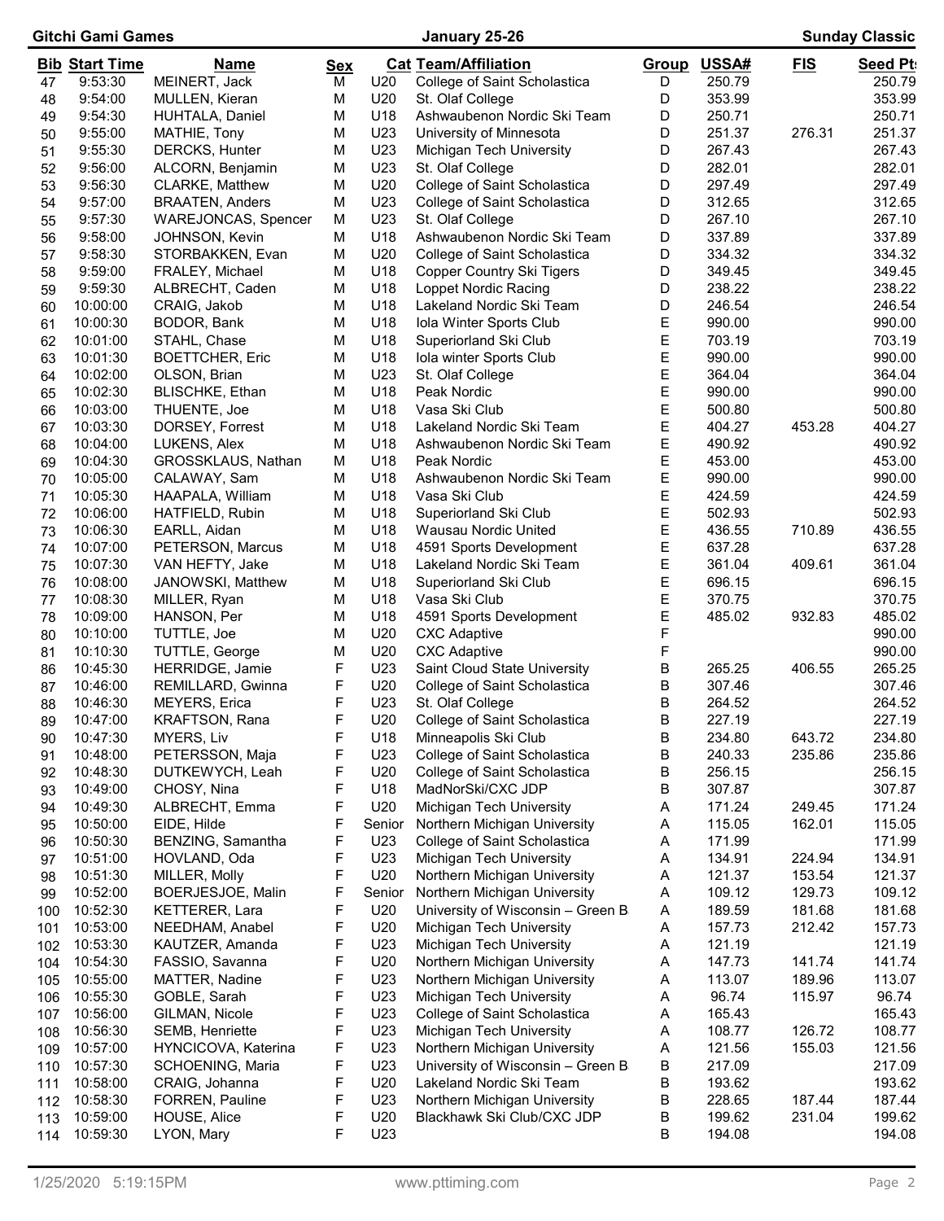**Gitchi Gami Games** — January 25-26 — **Sunday Classic**

| Bib | Start Time | Name | Sex | Cat | Team/Affiliation | Group | USSA# | FIS | Seed Pts |
|---|---|---|---|---|---|---|---|---|---|
| 47 | 9:53:30 | MEINERT, Jack | M | U20 | College of Saint Scholastica | D | 250.79 | | 250.79 |
| 48 | 9:54:00 | MULLEN, Kieran | M | U20 | St. Olaf College | D | 353.99 | | 353.99 |
| 49 | 9:54:30 | HUHTALA, Daniel | M | U18 | Ashwaubenon Nordic Ski Team | D | 250.71 | | 250.71 |
| 50 | 9:55:00 | MATHIE, Tony | M | U23 | University of Minnesota | D | 251.37 | 276.31 | 251.37 |
| 51 | 9:55:30 | DERCKS, Hunter | M | U23 | Michigan Tech University | D | 267.43 | | 267.43 |
| 52 | 9:56:00 | ALCORN, Benjamin | M | U23 | St. Olaf College | D | 282.01 | | 282.01 |
| 53 | 9:56:30 | CLARKE, Matthew | M | U20 | College of Saint Scholastica | D | 297.49 | | 297.49 |
| 54 | 9:57:00 | BRAATEN, Anders | M | U23 | College of Saint Scholastica | D | 312.65 | | 312.65 |
| 55 | 9:57:30 | WAREJONCAS, Spencer | M | U23 | St. Olaf College | D | 267.10 | | 267.10 |
| 56 | 9:58:00 | JOHNSON, Kevin | M | U18 | Ashwaubenon Nordic Ski Team | D | 337.89 | | 337.89 |
| 57 | 9:58:30 | STORBAKKEN, Evan | M | U20 | College of Saint Scholastica | D | 334.32 | | 334.32 |
| 58 | 9:59:00 | FRALEY, Michael | M | U18 | Copper Country Ski Tigers | D | 349.45 | | 349.45 |
| 59 | 9:59:30 | ALBRECHT, Caden | M | U18 | Loppet Nordic Racing | D | 238.22 | | 238.22 |
| 60 | 10:00:00 | CRAIG, Jakob | M | U18 | Lakeland Nordic Ski Team | D | 246.54 | | 246.54 |
| 61 | 10:00:30 | BODOR, Bank | M | U18 | Iola Winter Sports Club | E | 990.00 | | 990.00 |
| 62 | 10:01:00 | STAHL, Chase | M | U18 | Superiorland Ski Club | E | 703.19 | | 703.19 |
| 63 | 10:01:30 | BOETTCHER, Eric | M | U18 | Iola winter Sports Club | E | 990.00 | | 990.00 |
| 64 | 10:02:00 | OLSON, Brian | M | U23 | St. Olaf College | E | 364.04 | | 364.04 |
| 65 | 10:02:30 | BLISCHKE, Ethan | M | U18 | Peak Nordic | E | 990.00 | | 990.00 |
| 66 | 10:03:00 | THUENTE, Joe | M | U18 | Vasa Ski Club | E | 500.80 | | 500.80 |
| 67 | 10:03:30 | DORSEY, Forrest | M | U18 | Lakeland Nordic Ski Team | E | 404.27 | 453.28 | 404.27 |
| 68 | 10:04:00 | LUKENS, Alex | M | U18 | Ashwaubenon Nordic Ski Team | E | 490.92 | | 490.92 |
| 69 | 10:04:30 | GROSSKLAUS, Nathan | M | U18 | Peak Nordic | E | 453.00 | | 453.00 |
| 70 | 10:05:00 | CALAWAY, Sam | M | U18 | Ashwaubenon Nordic Ski Team | E | 990.00 | | 990.00 |
| 71 | 10:05:30 | HAAPALA, William | M | U18 | Vasa Ski Club | E | 424.59 | | 424.59 |
| 72 | 10:06:00 | HATFIELD, Rubin | M | U18 | Superiorland Ski Club | E | 502.93 | | 502.93 |
| 73 | 10:06:30 | EARLL, Aidan | M | U18 | Wausau Nordic United | E | 436.55 | 710.89 | 436.55 |
| 74 | 10:07:00 | PETERSON, Marcus | M | U18 | 4591 Sports Development | E | 637.28 | | 637.28 |
| 75 | 10:07:30 | VAN HEFTY, Jake | M | U18 | Lakeland Nordic Ski Team | E | 361.04 | 409.61 | 361.04 |
| 76 | 10:08:00 | JANOWSKI, Matthew | M | U18 | Superiorland Ski Club | E | 696.15 | | 696.15 |
| 77 | 10:08:30 | MILLER, Ryan | M | U18 | Vasa Ski Club | E | 370.75 | | 370.75 |
| 78 | 10:09:00 | HANSON, Per | M | U18 | 4591 Sports Development | E | 485.02 | 932.83 | 485.02 |
| 80 | 10:10:00 | TUTTLE, Joe | M | U20 | CXC Adaptive | F | | | 990.00 |
| 81 | 10:10:30 | TUTTLE, George | M | U20 | CXC Adaptive | F | | | 990.00 |
| 86 | 10:45:30 | HERRIDGE, Jamie | F | U23 | Saint Cloud State University | B | 265.25 | 406.55 | 265.25 |
| 87 | 10:46:00 | REMILLARD, Gwinna | F | U20 | College of Saint Scholastica | B | 307.46 | | 307.46 |
| 88 | 10:46:30 | MEYERS, Erica | F | U23 | St. Olaf College | B | 264.52 | | 264.52 |
| 89 | 10:47:00 | KRAFTSON, Rana | F | U20 | College of Saint Scholastica | B | 227.19 | | 227.19 |
| 90 | 10:47:30 | MYERS, Liv | F | U18 | Minneapolis Ski Club | B | 234.80 | 643.72 | 234.80 |
| 91 | 10:48:00 | PETERSSON, Maja | F | U23 | College of Saint Scholastica | B | 240.33 | 235.86 | 235.86 |
| 92 | 10:48:30 | DUTKEWYCH, Leah | F | U20 | College of Saint Scholastica | B | 256.15 | | 256.15 |
| 93 | 10:49:00 | CHOSY, Nina | F | U18 | MadNorSki/CXC JDP | B | 307.87 | | 307.87 |
| 94 | 10:49:30 | ALBRECHT, Emma | F | U20 | Michigan Tech University | A | 171.24 | 249.45 | 171.24 |
| 95 | 10:50:00 | EIDE, Hilde | F | Senior | Northern Michigan University | A | 115.05 | 162.01 | 115.05 |
| 96 | 10:50:30 | BENZING, Samantha | F | U23 | College of Saint Scholastica | A | 171.99 | | 171.99 |
| 97 | 10:51:00 | HOVLAND, Oda | F | U23 | Michigan Tech University | A | 134.91 | 224.94 | 134.91 |
| 98 | 10:51:30 | MILLER, Molly | F | U20 | Northern Michigan University | A | 121.37 | 153.54 | 121.37 |
| 99 | 10:52:00 | BOERJESJOE, Malin | F | Senior | Northern Michigan University | A | 109.12 | 129.73 | 109.12 |
| 100 | 10:52:30 | KETTERER, Lara | F | U20 | University of Wisconsin – Green B | A | 189.59 | 181.68 | 181.68 |
| 101 | 10:53:00 | NEEDHAM, Anabel | F | U20 | Michigan Tech University | A | 157.73 | 212.42 | 157.73 |
| 102 | 10:53:30 | KAUTZER, Amanda | F | U23 | Michigan Tech University | A | 121.19 | | 121.19 |
| 104 | 10:54:30 | FASSIO, Savanna | F | U20 | Northern Michigan University | A | 147.73 | 141.74 | 141.74 |
| 105 | 10:55:00 | MATTER, Nadine | F | U23 | Northern Michigan University | A | 113.07 | 189.96 | 113.07 |
| 106 | 10:55:30 | GOBLE, Sarah | F | U23 | Michigan Tech University | A | 96.74 | 115.97 | 96.74 |
| 107 | 10:56:00 | GILMAN, Nicole | F | U23 | College of Saint Scholastica | A | 165.43 | | 165.43 |
| 108 | 10:56:30 | SEMB, Henriette | F | U23 | Michigan Tech University | A | 108.77 | 126.72 | 108.77 |
| 109 | 10:57:00 | HYNCICOVA, Katerina | F | U23 | Northern Michigan University | A | 121.56 | 155.03 | 121.56 |
| 110 | 10:57:30 | SCHOENING, Maria | F | U23 | University of Wisconsin – Green B | B | 217.09 | | 217.09 |
| 111 | 10:58:00 | CRAIG, Johanna | F | U20 | Lakeland Nordic Ski Team | B | 193.62 | | 193.62 |
| 112 | 10:58:30 | FORREN, Pauline | F | U23 | Northern Michigan University | B | 228.65 | 187.44 | 187.44 |
| 113 | 10:59:00 | HOUSE, Alice | F | U20 | Blackhawk Ski Club/CXC JDP | B | 199.62 | 231.04 | 199.62 |
| 114 | 10:59:30 | LYON, Mary | F | U23 | | B | 194.08 | | 194.08 |

1/25/2020 5:19:15PM www.pttiming.com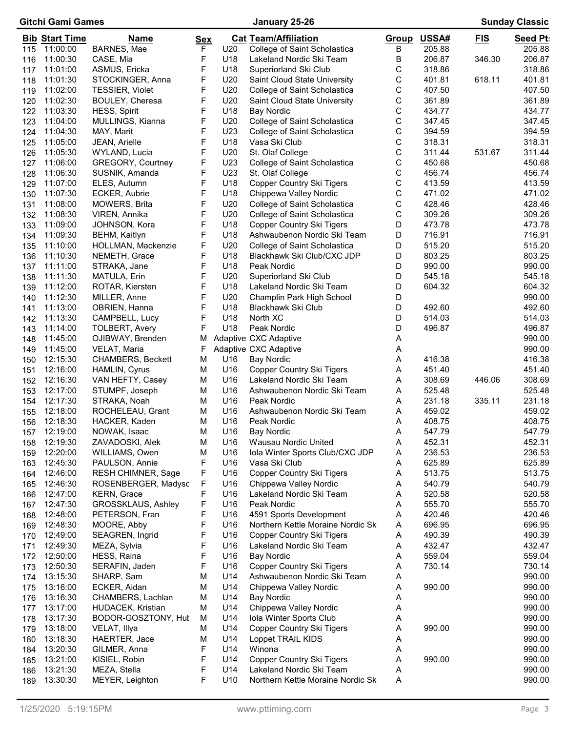Gitchi Gami Games — January 25-26 — Sunday Classic

| Bib | Start Time | Name | Sex | Cat | Team/Affiliation | Group | USSA# | FIS | Seed Pts |
|---|---|---|---|---|---|---|---|---|---|
| 115 | 11:00:00 | BARNES, Mae | F | U20 | College of Saint Scholastica | B | 205.88 | | 205.88 |
| 116 | 11:00:30 | CASE, Mia | F | U18 | Lakeland Nordic Ski Team | B | 206.87 | 346.30 | 206.87 |
| 117 | 11:01:00 | ASMUS, Ericka | F | U18 | Superiorland Ski Club | C | 318.86 | | 318.86 |
| 118 | 11:01:30 | STOCKINGER, Anna | F | U20 | Saint Cloud State University | C | 401.81 | 618.11 | 401.81 |
| 119 | 11:02:00 | TESSIER, Violet | F | U20 | College of Saint Scholastica | C | 407.50 | | 407.50 |
| 120 | 11:02:30 | BOULEY, Cheresa | F | U20 | Saint Cloud State University | C | 361.89 | | 361.89 |
| 122 | 11:03:30 | HESS, Spirit | F | U18 | Bay Nordic | C | 434.77 | | 434.77 |
| 123 | 11:04:00 | MULLINGS, Kianna | F | U20 | College of Saint Scholastica | C | 347.45 | | 347.45 |
| 124 | 11:04:30 | MAY, Marit | F | U23 | College of Saint Scholastica | C | 394.59 | | 394.59 |
| 125 | 11:05:00 | JEAN, Arielle | F | U18 | Vasa Ski Club | C | 318.31 | | 318.31 |
| 126 | 11:05:30 | WYLAND, Lucia | F | U20 | St. Olaf College | C | 311.44 | 531.67 | 311.44 |
| 127 | 11:06:00 | GREGORY, Courtney | F | U23 | College of Saint Scholastica | C | 450.68 | | 450.68 |
| 128 | 11:06:30 | SUSNIK, Amanda | F | U23 | St. Olaf College | C | 456.74 | | 456.74 |
| 129 | 11:07:00 | ELES, Autumn | F | U18 | Copper Country Ski Tigers | C | 413.59 | | 413.59 |
| 130 | 11:07:30 | ECKER, Aubrie | F | U18 | Chippewa Valley Nordic | C | 471.02 | | 471.02 |
| 131 | 11:08:00 | MOWERS, Brita | F | U20 | College of Saint Scholastica | C | 428.46 | | 428.46 |
| 132 | 11:08:30 | VIREN, Annika | F | U20 | College of Saint Scholastica | C | 309.26 | | 309.26 |
| 133 | 11:09:00 | JOHNSON, Kora | F | U18 | Copper Country Ski Tigers | D | 473.78 | | 473.78 |
| 134 | 11:09:30 | BEHM, Kaitlyn | F | U18 | Ashwaubenon Nordic Ski Team | D | 716.91 | | 716.91 |
| 135 | 11:10:00 | HOLLMAN, Mackenzie | F | U20 | College of Saint Scholastica | D | 515.20 | | 515.20 |
| 136 | 11:10:30 | NEMETH, Grace | F | U18 | Blackhawk Ski Club/CXC JDP | D | 803.25 | | 803.25 |
| 137 | 11:11:00 | STRAKA, Jane | F | U18 | Peak Nordic | D | 990.00 | | 990.00 |
| 138 | 11:11:30 | MATULA, Erin | F | U20 | Superiorland Ski Club | D | 545.18 | | 545.18 |
| 139 | 11:12:00 | ROTAR, Kiersten | F | U18 | Lakeland Nordic Ski Team | D | 604.32 | | 604.32 |
| 140 | 11:12:30 | MILLER, Anne | F | U20 | Champlin Park High School | D | | | 990.00 |
| 141 | 11:13:00 | OBRIEN, Hanna | F | U18 | Blackhawk Ski Club | D | 492.60 | | 492.60 |
| 142 | 11:13:30 | CAMPBELL, Lucy | F | U18 | North XC | D | 514.03 | | 514.03 |
| 143 | 11:14:00 | TOLBERT, Avery | F | U18 | Peak Nordic | D | 496.87 | | 496.87 |
| 148 | 11:45:00 | OJIBWAY, Brenden | M | Adaptive | CXC Adaptive | A | | | 990.00 |
| 149 | 11:45:00 | VELAT, Maria | F | Adaptive | CXC Adaptive | A | | | 990.00 |
| 150 | 12:15:30 | CHAMBERS, Beckett | M | U16 | Bay Nordic | A | 416.38 | | 416.38 |
| 151 | 12:16:00 | HAMLIN, Cyrus | M | U16 | Copper Country Ski Tigers | A | 451.40 | | 451.40 |
| 152 | 12:16:30 | VAN HEFTY, Casey | M | U16 | Lakeland Nordic Ski Team | A | 308.69 | 446.06 | 308.69 |
| 153 | 12:17:00 | STUMPF, Joseph | M | U16 | Ashwaubenon Nordic Ski Team | A | 525.48 | | 525.48 |
| 154 | 12:17:30 | STRAKA, Noah | M | U16 | Peak Nordic | A | 231.18 | 335.11 | 231.18 |
| 155 | 12:18:00 | ROCHELEAU, Grant | M | U16 | Ashwaubenon Nordic Ski Team | A | 459.02 | | 459.02 |
| 156 | 12:18:30 | HACKER, Kaden | M | U16 | Peak Nordic | A | 408.75 | | 408.75 |
| 157 | 12:19:00 | NOWAK, Isaac | M | U16 | Bay Nordic | A | 547.79 | | 547.79 |
| 158 | 12:19:30 | ZAVADOSKI, Alek | M | U16 | Wausau Nordic United | A | 452.31 | | 452.31 |
| 159 | 12:20:00 | WILLIAMS, Owen | M | U16 | Iola Winter Sports Club/CXC JDP | A | 236.53 | | 236.53 |
| 163 | 12:45:30 | PAULSON, Annie | F | U16 | Vasa Ski Club | A | 625.89 | | 625.89 |
| 164 | 12:46:00 | RESH CHIMNER, Sage | F | U16 | Copper Country Ski Tigers | A | 513.75 | | 513.75 |
| 165 | 12:46:30 | ROSENBERGER, Madyso | F | U16 | Chippewa Valley Nordic | A | 540.79 | | 540.79 |
| 166 | 12:47:00 | KERN, Grace | F | U16 | Lakeland Nordic Ski Team | A | 520.58 | | 520.58 |
| 167 | 12:47:30 | GROSSKLAUS, Ashley | F | U16 | Peak Nordic | A | 555.70 | | 555.70 |
| 168 | 12:48:00 | PETERSON, Fran | F | U16 | 4591 Sports Development | A | 420.46 | | 420.46 |
| 169 | 12:48:30 | MOORE, Abby | F | U16 | Northern Kettle Moraine Nordic Sk | A | 696.95 | | 696.95 |
| 170 | 12:49:00 | SEAGREN, Ingrid | F | U16 | Copper Country Ski Tigers | A | 490.39 | | 490.39 |
| 171 | 12:49:30 | MEZA, Sylvia | F | U16 | Lakeland Nordic Ski Team | A | 432.47 | | 432.47 |
| 172 | 12:50:00 | HESS, Raina | F | U16 | Bay Nordic | A | 559.04 | | 559.04 |
| 173 | 12:50:30 | SERAFIN, Jaden | F | U16 | Copper Country Ski Tigers | A | 730.14 | | 730.14 |
| 174 | 13:15:30 | SHARP, Sam | M | U14 | Ashwaubenon Nordic Ski Team | A | | | 990.00 |
| 175 | 13:16:00 | ECKER, Aidan | M | U14 | Chippewa Valley Nordic | A | 990.00 | | 990.00 |
| 176 | 13:16:30 | CHAMBERS, Lachlan | M | U14 | Bay Nordic | A | | | 990.00 |
| 177 | 13:17:00 | HUDACEK, Kristian | M | U14 | Chippewa Valley Nordic | A | | | 990.00 |
| 178 | 13:17:30 | BODOR-GOSZTONY, Hut | M | U14 | Iola Winter Sports Club | A | | | 990.00 |
| 179 | 13:18:00 | VELAT, Illya | M | U14 | Copper Country Ski Tigers | A | 990.00 | | 990.00 |
| 180 | 13:18:30 | HAERTER, Jace | M | U14 | Loppet TRAIL KIDS | A | | | 990.00 |
| 184 | 13:20:30 | GILMER, Anna | F | U14 | Winona | A | | | 990.00 |
| 185 | 13:21:00 | KISIEL, Robin | F | U14 | Copper Country Ski Tigers | A | 990.00 | | 990.00 |
| 186 | 13:21:30 | MEZA, Stella | F | U14 | Lakeland Nordic Ski Team | A | | | 990.00 |
| 189 | 13:30:30 | MEYER, Leighton | F | U10 | Northern Kettle Moraine Nordic Sk | A | | | 990.00 |

1/25/2020 5:19:15PM — www.pttiming.com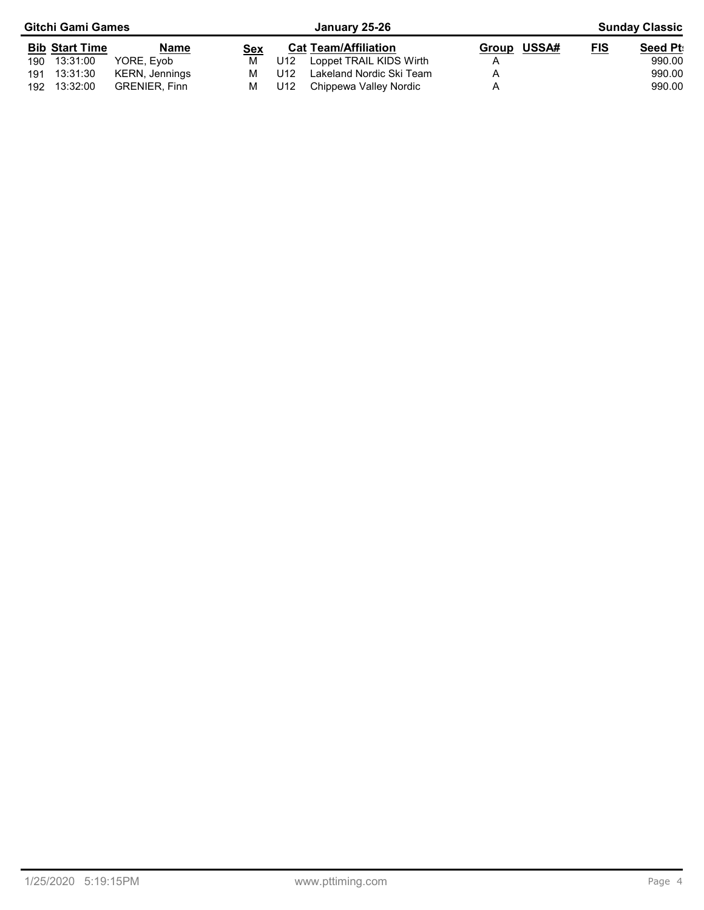| Bib | Start Time | Name | Sex | Cat | Team/Affiliation | Group | USSA# | FIS | Seed Pts |
|---|---|---|---|---|---|---|---|---|---|
| 190 | 13:31:00 | YORE, Eyob | M | U12 | Loppet TRAIL KIDS Wirth | A | | | 990.00 |
| 191 | 13:31:30 | KERN, Jennings | M | U12 | Lakeland Nordic Ski Team | A | | | 990.00 |
| 192 | 13:32:00 | GRENIER, Finn | M | U12 | Chippewa Valley Nordic | A | | | 990.00 |